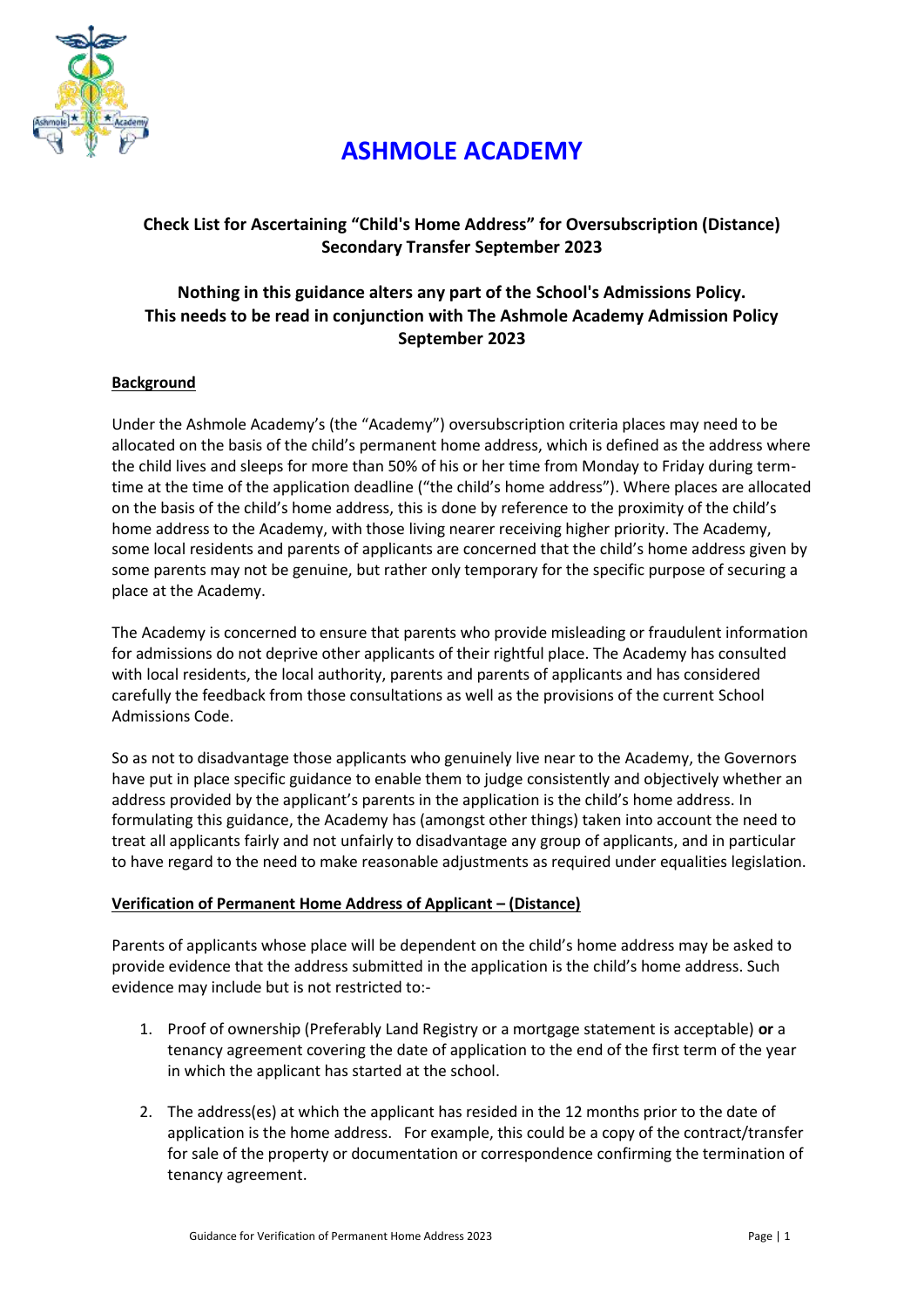# ASHMOLE ACADEMY

**Check List for Ascertaining "Child's Home Address" for Oversubscription (Distance) Secondary Transfer September 2023**

**Nothing in this guidance alters any part of the School's Admissions Policy. This needs to be read in conjunction with The Ashmole Academy Admission Policy September 2023**

## Background

Under the Ashmole Academy's (the "Academy") oversubscription criteria places may need to be allocated on the basis of the child's permanent home address, which is defined as the address where the child lives and sleeps for more than 50% of his or her time from Monday to Friday during term-time at the time of the application deadline ("the child's home address"). Where places are allocated on the basis of the child's home address, this is done by reference to the proximity of the child's home address to the Academy, with those living nearer receiving higher priority. The Academy, some local residents and parents of applicants are concerned that the child's home address given by some parents may not be genuine, but rather only temporary for the specific purpose of securing a place at the Academy.

The Academy is concerned to ensure that parents who provide misleading or fraudulent information for admissions do not deprive other applicants of their rightful place. The Academy has consulted with local residents, the local authority, parents and parents of applicants and has considered carefully the feedback from those consultations as well as the provisions of the current School Admissions Code.

So as not to disadvantage those applicants who genuinely live near to the Academy, the Governors have put in place specific guidance to enable them to judge consistently and objectively whether an address provided by the applicant's parents in the application is the child's home address. In formulating this guidance, the Academy has (amongst other things) taken into account the need to treat all applicants fairly and not unfairly to disadvantage any group of applicants, and in particular to have regard to the need to make reasonable adjustments as required under equalities legislation.

## Verification of Permanent Home Address of Applicant – (Distance)

Parents of applicants whose place will be dependent on the child's home address may be asked to provide evidence that the address submitted in the application is the child's home address. Such evidence may include but is not restricted to:-

1. Proof of ownership (Preferably Land Registry or a mortgage statement is acceptable) **or** a tenancy agreement covering the date of application to the end of the first term of the year in which the applicant has started at the school.
2. The address(es) at which the applicant has resided in the 12 months prior to the date of application is the home address. For example, this could be a copy of the contract/transfer for sale of the property or documentation or correspondence confirming the termination of tenancy agreement.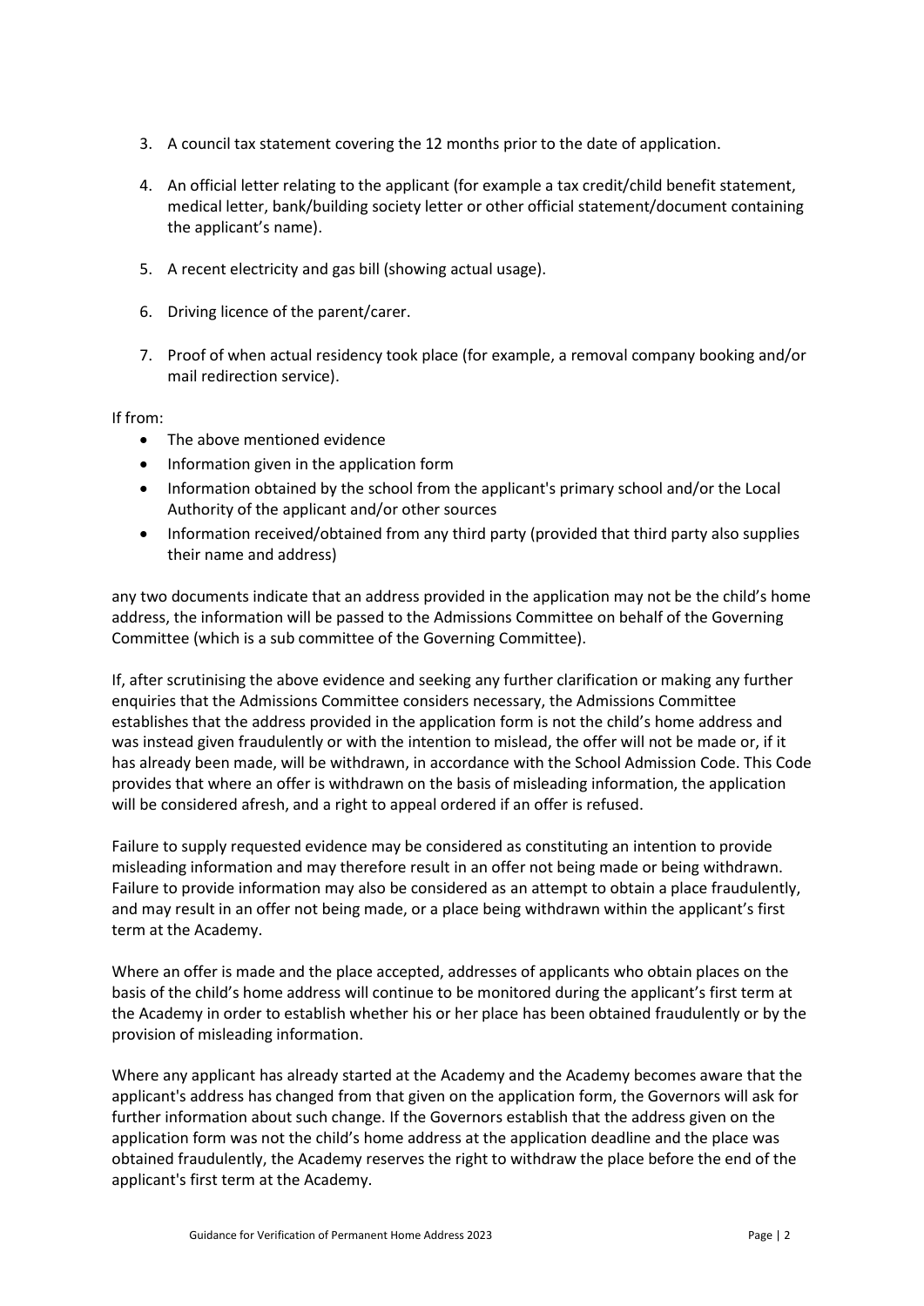3. A council tax statement covering the 12 months prior to the date of application.

4. An official letter relating to the applicant (for example a tax credit/child benefit statement, medical letter, bank/building society letter or other official statement/document containing the applicant's name).

5. A recent electricity and gas bill (showing actual usage).

6. Driving licence of the parent/carer.

7. Proof of when actual residency took place (for example, a removal company booking and/or mail redirection service).

If from:

- The above mentioned evidence
- Information given in the application form
- Information obtained by the school from the applicant's primary school and/or the Local Authority of the applicant and/or other sources
- Information received/obtained from any third party (provided that third party also supplies their name and address)

any two documents indicate that an address provided in the application may not be the child's home address, the information will be passed to the Admissions Committee on behalf of the Governing Committee (which is a sub committee of the Governing Committee).

If, after scrutinising the above evidence and seeking any further clarification or making any further enquiries that the Admissions Committee considers necessary, the Admissions Committee establishes that the address provided in the application form is not the child's home address and was instead given fraudulently or with the intention to mislead, the offer will not be made or, if it has already been made, will be withdrawn, in accordance with the School Admission Code. This Code provides that where an offer is withdrawn on the basis of misleading information, the application will be considered afresh, and a right to appeal ordered if an offer is refused.

Failure to supply requested evidence may be considered as constituting an intention to provide misleading information and may therefore result in an offer not being made or being withdrawn. Failure to provide information may also be considered as an attempt to obtain a place fraudulently, and may result in an offer not being made, or a place being withdrawn within the applicant's first term at the Academy.

Where an offer is made and the place accepted, addresses of applicants who obtain places on the basis of the child's home address will continue to be monitored during the applicant's first term at the Academy in order to establish whether his or her place has been obtained fraudulently or by the provision of misleading information.

Where any applicant has already started at the Academy and the Academy becomes aware that the applicant's address has changed from that given on the application form, the Governors will ask for further information about such change. If the Governors establish that the address given on the application form was not the child's home address at the application deadline and the place was obtained fraudulently, the Academy reserves the right to withdraw the place before the end of the applicant's first term at the Academy.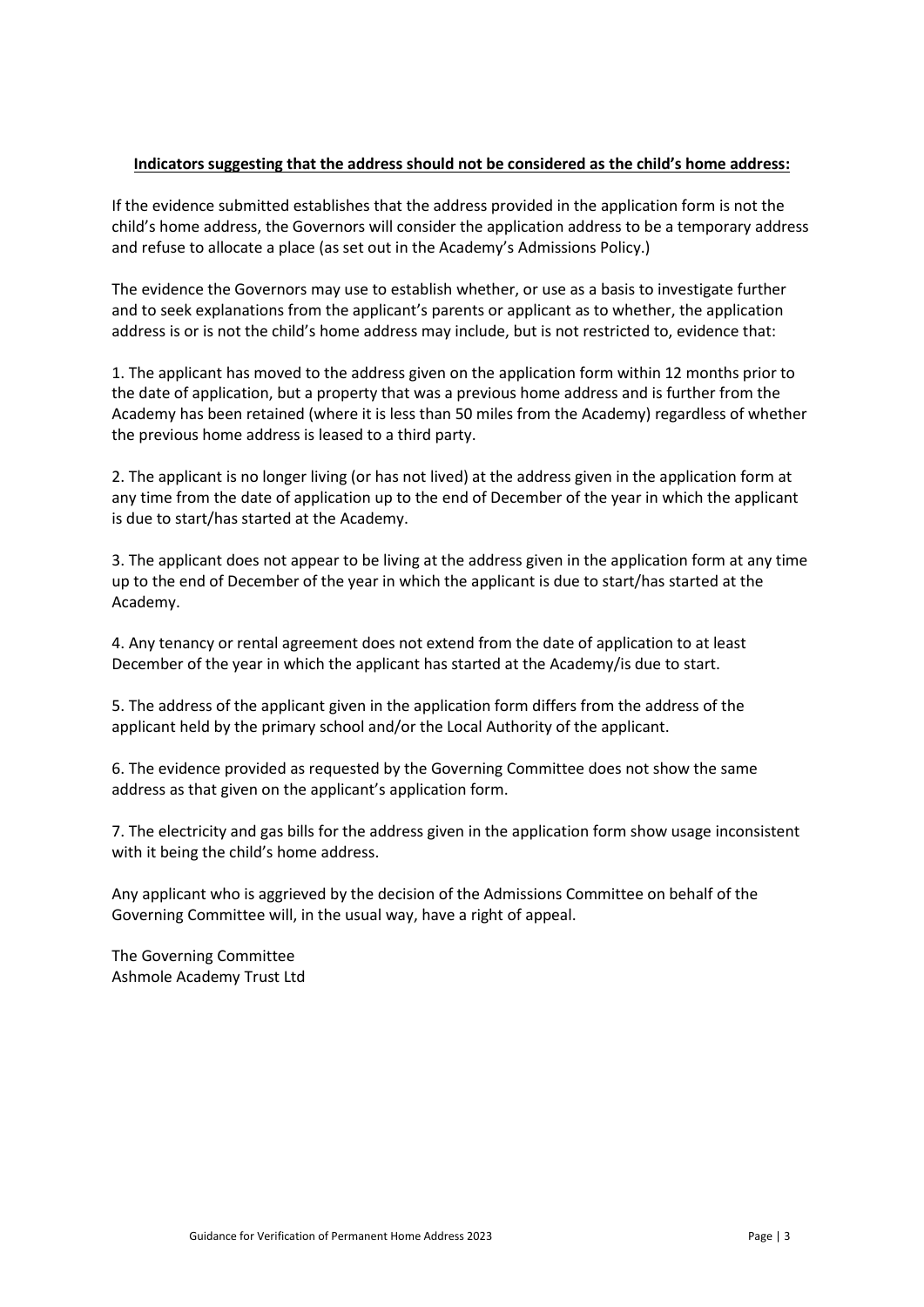**Indicators suggesting that the address should not be considered as the child's home address:**

If the evidence submitted establishes that the address provided in the application form is not the child's home address, the Governors will consider the application address to be a temporary address and refuse to allocate a place (as set out in the Academy's Admissions Policy.)

The evidence the Governors may use to establish whether, or use as a basis to investigate further and to seek explanations from the applicant's parents or applicant as to whether, the application address is or is not the child's home address may include, but is not restricted to, evidence that:

1. The applicant has moved to the address given on the application form within 12 months prior to the date of application, but a property that was a previous home address and is further from the Academy has been retained (where it is less than 50 miles from the Academy) regardless of whether the previous home address is leased to a third party.

2. The applicant is no longer living (or has not lived) at the address given in the application form at any time from the date of application up to the end of December of the year in which the applicant is due to start/has started at the Academy.

3. The applicant does not appear to be living at the address given in the application form at any time up to the end of December of the year in which the applicant is due to start/has started at the Academy.

4. Any tenancy or rental agreement does not extend from the date of application to at least December of the year in which the applicant has started at the Academy/is due to start.

5. The address of the applicant given in the application form differs from the address of the applicant held by the primary school and/or the Local Authority of the applicant.

6. The evidence provided as requested by the Governing Committee does not show the same address as that given on the applicant's application form.

7. The electricity and gas bills for the address given in the application form show usage inconsistent with it being the child's home address.

Any applicant who is aggrieved by the decision of the Admissions Committee on behalf of the Governing Committee will, in the usual way, have a right of appeal.

The Governing Committee
Ashmole Academy Trust Ltd